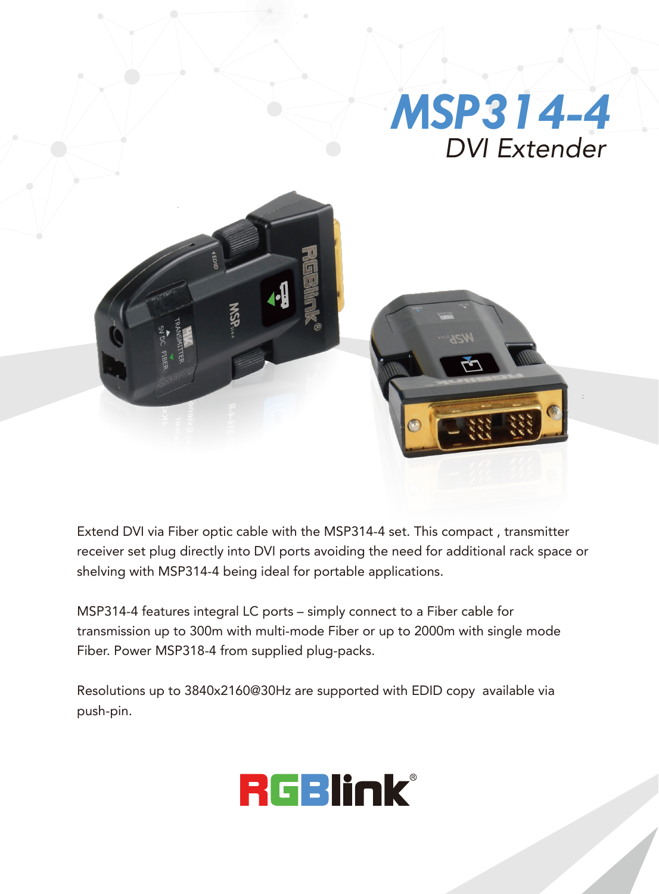# MSP314-4

## DVI Extender

Extend DVI via Fiber optic cable with the MSP314-4 set. This compact , transmitter receiver set plug directly into DVI ports avoiding the need for additional rack space or shelving with MSP314-4 being ideal for portable applications.

MSP314-4 features integral LC ports – simply connect to a Fiber cable for transmission up to 300m with multi-mode Fiber or up to 2000m with single mode Fiber. Power MSP318-4 from supplied plug-packs.

Resolutions up to 3840x2160@30Hz are supported with EDID copy available via push-pin.

RGBlink®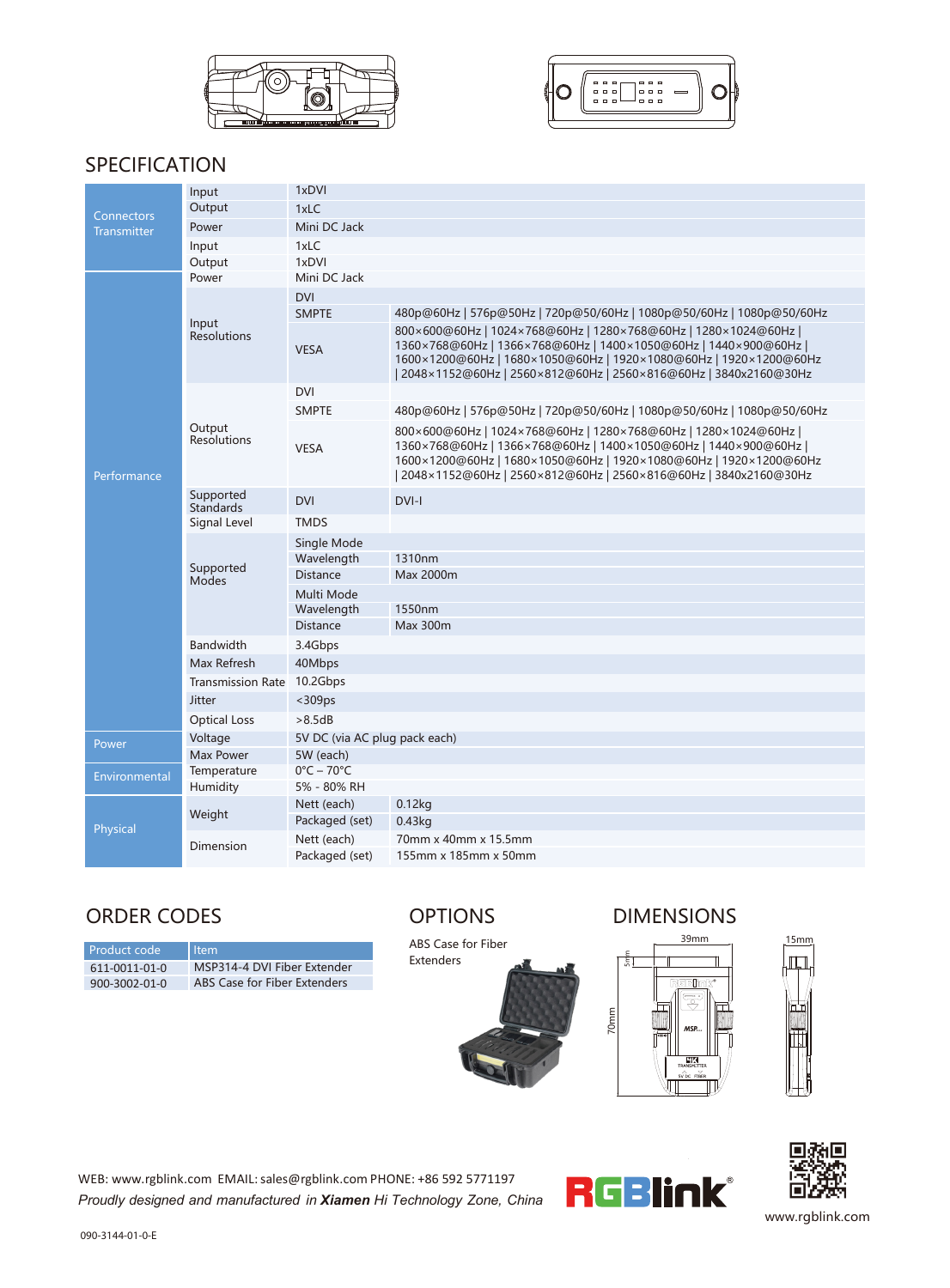## SPECIFICATION

| | | | |
|---|---|---|---|
| Connectors Transmitter | Input | 1xDVI | |
| | Output | 1xLC | |
| | Power | Mini DC Jack | |
| | Input | 1xLC | |
| | Output | 1xDVI | |
| | Power | Mini DC Jack | |
| Performance | Input Resolutions | DVI | |
| | | SMPTE | 480p@60Hz \| 576p@50Hz \| 720p@50/60Hz \| 1080p@50/60Hz \| 1080p@50/60Hz |
| | | VESA | 800×600@60Hz \| 1024×768@60Hz \| 1280×768@60Hz \| 1280×1024@60Hz \| 1360×768@60Hz \| 1366×768@60Hz \| 1400×1050@60Hz \| 1440×900@60Hz \| 1600×1200@60Hz \| 1680×1050@60Hz \| 1920×1080@60Hz \| 1920×1200@60Hz \| 2048×1152@60Hz \| 2560×812@60Hz \| 2560×816@60Hz \| 3840x2160@30Hz |
| | Output Resolutions | DVI | |
| | | SMPTE | 480p@60Hz \| 576p@50Hz \| 720p@50/60Hz \| 1080p@50/60Hz \| 1080p@50/60Hz |
| | | VESA | 800×600@60Hz \| 1024×768@60Hz \| 1280×768@60Hz \| 1280×1024@60Hz \| 1360×768@60Hz \| 1366×768@60Hz \| 1400×1050@60Hz \| 1440×900@60Hz \| 1600×1200@60Hz \| 1680×1050@60Hz \| 1920×1080@60Hz \| 1920×1200@60Hz \| 2048×1152@60Hz \| 2560×812@60Hz \| 2560×816@60Hz \| 3840x2160@30Hz |
| | Supported Standards | DVI | DVI-I |
| | Signal Level | TMDS | |
| | Supported Modes | Single Mode | |
| | | Wavelength | 1310nm |
| | | Distance | Max 2000m |
| | | Multi Mode | |
| | | Wavelength | 1550nm |
| | | Distance | Max 300m |
| | Bandwidth | 3.4Gbps | |
| | Max Refresh | 40Mbps | |
| | Transmission Rate | 10.2Gbps | |
| | Jitter | <309ps | |
| | Optical Loss | >8.5dB | |
| Power | Voltage | 5V DC (via AC plug pack each) | |
| | Max Power | 5W (each) | |
| Environmental | Temperature | 0°C – 70°C | |
| | Humidity | 5% - 80% RH | |
| Physical | Weight | Nett (each) | 0.12kg |
| | | Packaged (set) | 0.43kg |
| | Dimension | Nett (each) | 70mm x 40mm x 15.5mm |
| | | Packaged (set) | 155mm x 185mm x 50mm |

## ORDER CODES

| Product code | Item |
|---|---|
| 611-0011-01-0 | MSP314-4 DVI Fiber Extender |
| 900-3002-01-0 | ABS Case for Fiber Extenders |

## OPTIONS

ABS Case for Fiber Extenders

## DIMENSIONS

39mm

5mm

70mm

15mm

WEB: www.rgblink.com EMAIL: sales@rgblink.com PHONE: +86 592 5771197

*Proudly designed and manufactured in **Xiamen** Hi Technology Zone, China*

RGBlink®

www.rgblink.com

090-3144-01-0-E